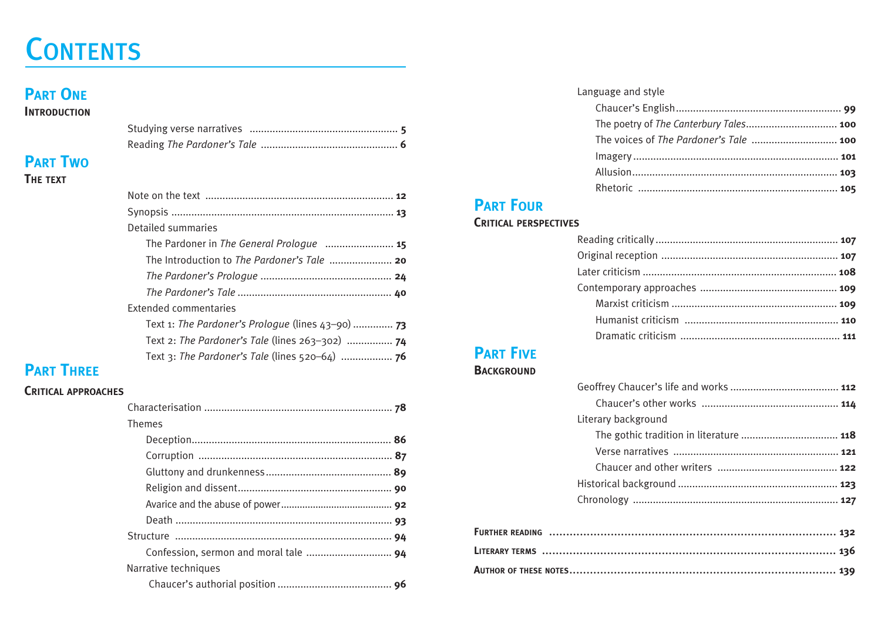# Contents

## Part One
### Introduction

- Studying verse narratives ........ **5**
- Reading *The Pardoner's Tale* ........ **6**

## Part Two
### The text

- Note on the text ........ **12**
- Synopsis ........ **13**
- Detailed summaries
  - The Pardoner in *The General Prologue* ........ **15**
  - The Introduction to *The Pardoner's Tale* ........ **20**
  - *The Pardoner's Prologue* ........ **24**
  - *The Pardoner's Tale* ........ **40**
- Extended commentaries
  - Text 1: *The Pardoner's Prologue* (lines 43–90) ........ **73**
  - Text 2: *The Pardoner's Tale* (lines 263–302) ........ **74**
  - Text 3: *The Pardoner's Tale* (lines 520–64) ........ **76**

## Part Three
### Critical approaches

- Characterisation ........ **78**
- Themes
  - Deception ........ **86**
  - Corruption ........ **87**
  - Gluttony and drunkenness ........ **89**
  - Religion and dissent ........ **90**
  - Avarice and the abuse of power ........ **92**
  - Death ........ **93**
- Structure ........ **94**
  - Confession, sermon and moral tale ........ **94**
- Narrative techniques
  - Chaucer's authorial position ........ **96**
- Language and style
  - Chaucer's English ........ **99**
  - The poetry of *The Canterbury Tales* ........ **100**
  - The voices of *The Pardoner's Tale* ........ **100**
  - Imagery ........ **101**
  - Allusion ........ **103**
  - Rhetoric ........ **105**

## Part Four
### Critical perspectives

- Reading critically ........ **107**
- Original reception ........ **107**
- Later criticism ........ **108**
- Contemporary approaches ........ **109**
  - Marxist criticism ........ **109**
  - Humanist criticism ........ **110**
  - Dramatic criticism ........ **111**

## Part Five
### Background

- Geoffrey Chaucer's life and works ........ **112**
  - Chaucer's other works ........ **114**
- Literary background
  - The gothic tradition in literature ........ **118**
  - Verse narratives ........ **121**
  - Chaucer and other writers ........ **122**
- Historical background ........ **123**
- Chronology ........ **127**

**Further reading** ........ **132**

**Literary terms** ........ **136**

**Author of these notes** ........ **139**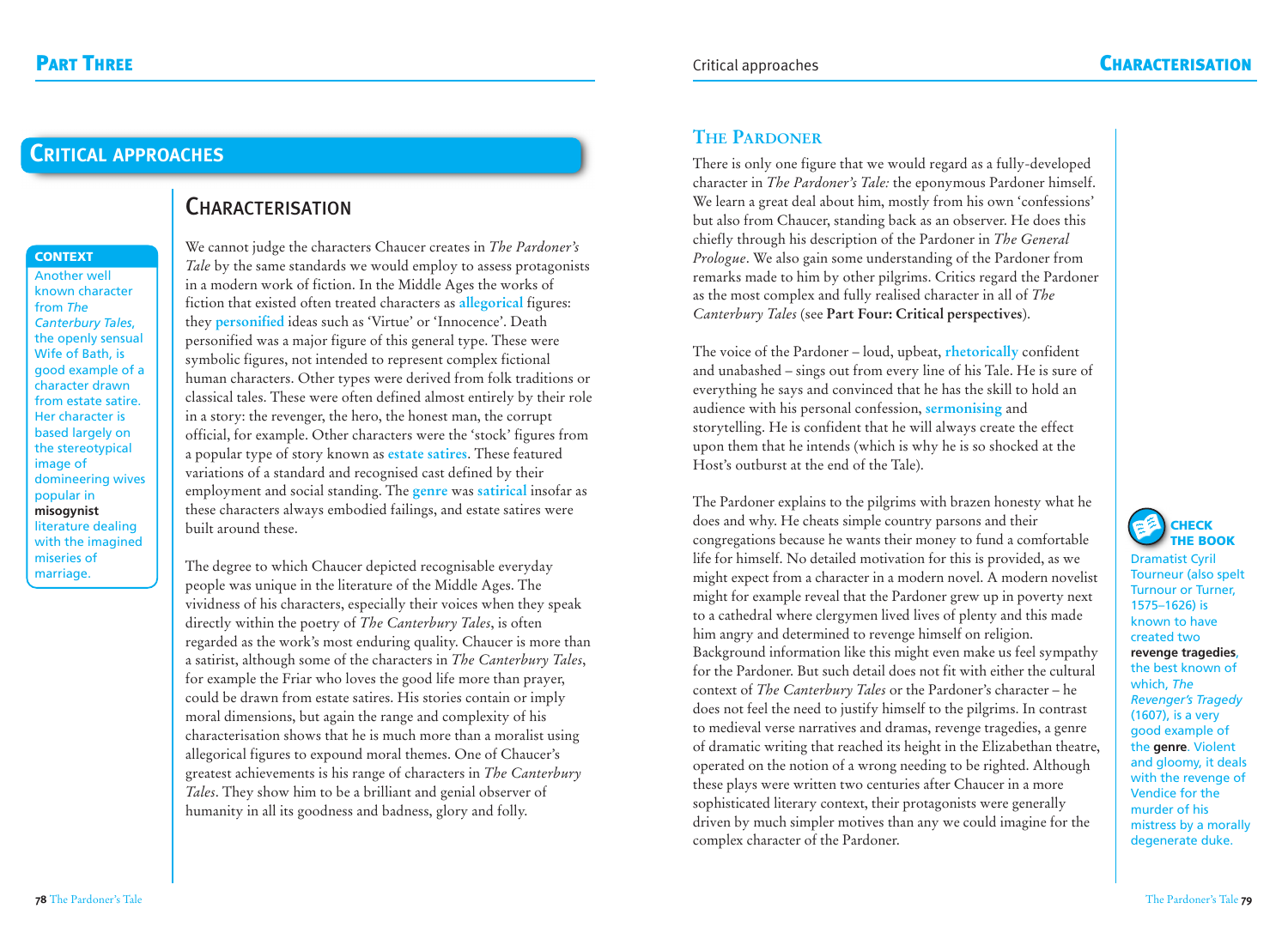# Critical approaches

## Characterisation

**CONTEXT**

Another well known character from *The Canterbury Tales*, the openly sensual Wife of Bath, is good example of a character drawn from estate satire. Her character is based largely on the stereotypical image of domineering wives popular in **misogynist** literature dealing with the imagined miseries of marriage.

We cannot judge the characters Chaucer creates in *The Pardoner's Tale* by the same standards we would employ to assess protagonists in a modern work of fiction. In the Middle Ages the works of fiction that existed often treated characters as **allegorical** figures: they **personified** ideas such as 'Virtue' or 'Innocence'. Death personified was a major figure of this general type. These were symbolic figures, not intended to represent complex fictional human characters. Other types were derived from folk traditions or classical tales. These were often defined almost entirely by their role in a story: the revenger, the hero, the honest man, the corrupt official, for example. Other characters were the 'stock' figures from a popular type of story known as **estate satires**. These featured variations of a standard and recognised cast defined by their employment and social standing. The **genre** was **satirical** insofar as these characters always embodied failings, and estate satires were built around these.

The degree to which Chaucer depicted recognisable everyday people was unique in the literature of the Middle Ages. The vividness of his characters, especially their voices when they speak directly within the poetry of *The Canterbury Tales*, is often regarded as the work's most enduring quality. Chaucer is more than a satirist, although some of the characters in *The Canterbury Tales*, for example the Friar who loves the good life more than prayer, could be drawn from estate satires. His stories contain or imply moral dimensions, but again the range and complexity of his characterisation shows that he is much more than a moralist using allegorical figures to expound moral themes. One of Chaucer's greatest achievements is his range of characters in *The Canterbury Tales*. They show him to be a brilliant and genial observer of humanity in all its goodness and badness, glory and folly.

### The Pardoner

There is only one figure that we would regard as a fully-developed character in *The Pardoner's Tale:* the eponymous Pardoner himself. We learn a great deal about him, mostly from his own 'confessions' but also from Chaucer, standing back as an observer. He does this chiefly through his description of the Pardoner in *The General Prologue*. We also gain some understanding of the Pardoner from remarks made to him by other pilgrims. Critics regard the Pardoner as the most complex and fully realised character in all of *The Canterbury Tales* (see **Part Four: Critical perspectives**).

The voice of the Pardoner – loud, upbeat, **rhetorically** confident and unabashed – sings out from every line of his Tale. He is sure of everything he says and convinced that he has the skill to hold an audience with his personal confession, **sermonising** and storytelling. He is confident that he will always create the effect upon them that he intends (which is why he is so shocked at the Host's outburst at the end of the Tale).

The Pardoner explains to the pilgrims with brazen honesty what he does and why. He cheats simple country parsons and their congregations because he wants their money to fund a comfortable life for himself. No detailed motivation for this is provided, as we might expect from a character in a modern novel. A modern novelist might for example reveal that the Pardoner grew up in poverty next to a cathedral where clergymen lived lives of plenty and this made him angry and determined to revenge himself on religion. Background information like this might even make us feel sympathy for the Pardoner. But such detail does not fit with either the cultural context of *The Canterbury Tales* or the Pardoner's character – he does not feel the need to justify himself to the pilgrims. In contrast to medieval verse narratives and dramas, revenge tragedies, a genre of dramatic writing that reached its height in the Elizabethan theatre, operated on the notion of a wrong needing to be righted. Although these plays were written two centuries after Chaucer in a more sophisticated literary context, their protagonists were generally driven by much simpler motives than any we could imagine for the complex character of the Pardoner.

**CHECK THE BOOK**

Dramatist Cyril Tourneur (also spelt Turnour or Turner, 1575–1626) is known to have created two **revenge tragedies**, the best known of which, *The Revenger's Tragedy* (1607), is a very good example of the **genre**. Violent and gloomy, it deals with the revenge of Vendice for the murder of his mistress by a morally degenerate duke.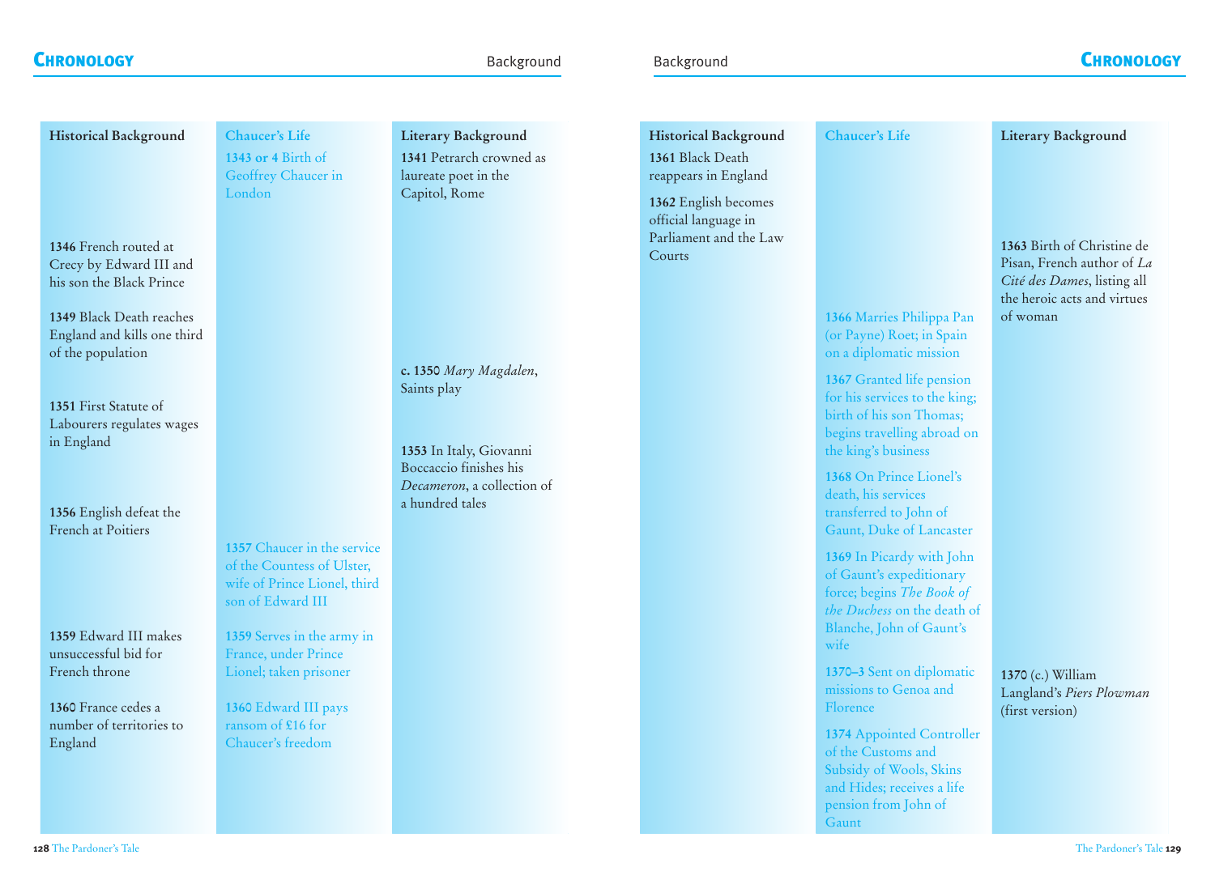# Chronology

| Historical Background | Chaucer's Life | Literary Background |
|---|---|---|
| | **1343 or 4** Birth of Geoffrey Chaucer in London | **1341** Petrarch crowned as laureate poet in the Capitol, Rome |
| **1346** French routed at Crecy by Edward III and his son the Black Prince | | |
| **1349** Black Death reaches England and kills one third of the population | | |
| | | **c. 1350** *Mary Magdalen*, Saints play |
| **1351** First Statute of Labourers regulates wages in England | | |
| | | **1353** In Italy, Giovanni Boccaccio finishes his *Decameron*, a collection of a hundred tales |
| **1356** English defeat the French at Poitiers | | |
| | **1357** Chaucer in the service of the Countess of Ulster, wife of Prince Lionel, third son of Edward III | |
| **1359** Edward III makes unsuccessful bid for French throne | **1359** Serves in the army in France, under Prince Lionel; taken prisoner | |
| **1360** France cedes a number of territories to England | **1360** Edward III pays ransom of £16 for Chaucer's freedom | |

| Historical Background | Chaucer's Life | Literary Background |
|---|---|---|
| **1361** Black Death reappears in England | | |
| **1362** English becomes official language in Parliament and the Law Courts | | |
| | | **1363** Birth of Christine de Pisan, French author of *La Cité des Dames*, listing all the heroic acts and virtues of woman |
| | **1366** Marries Philippa Pan (or Payne) Roet; in Spain on a diplomatic mission | |
| | **1367** Granted life pension for his services to the king; birth of his son Thomas; begins travelling abroad on the king's business | |
| | **1368** On Prince Lionel's death, his services transferred to John of Gaunt, Duke of Lancaster | |
| | **1369** In Picardy with John of Gaunt's expeditionary force; begins *The Book of the Duchess* on the death of Blanche, John of Gaunt's wife | |
| | **1370–3** Sent on diplomatic missions to Genoa and Florence | **1370** (c.) William Langland's *Piers Plowman* (first version) |
| | **1374** Appointed Controller of the Customs and Subsidy of Wools, Skins and Hides; receives a life pension from John of Gaunt | |